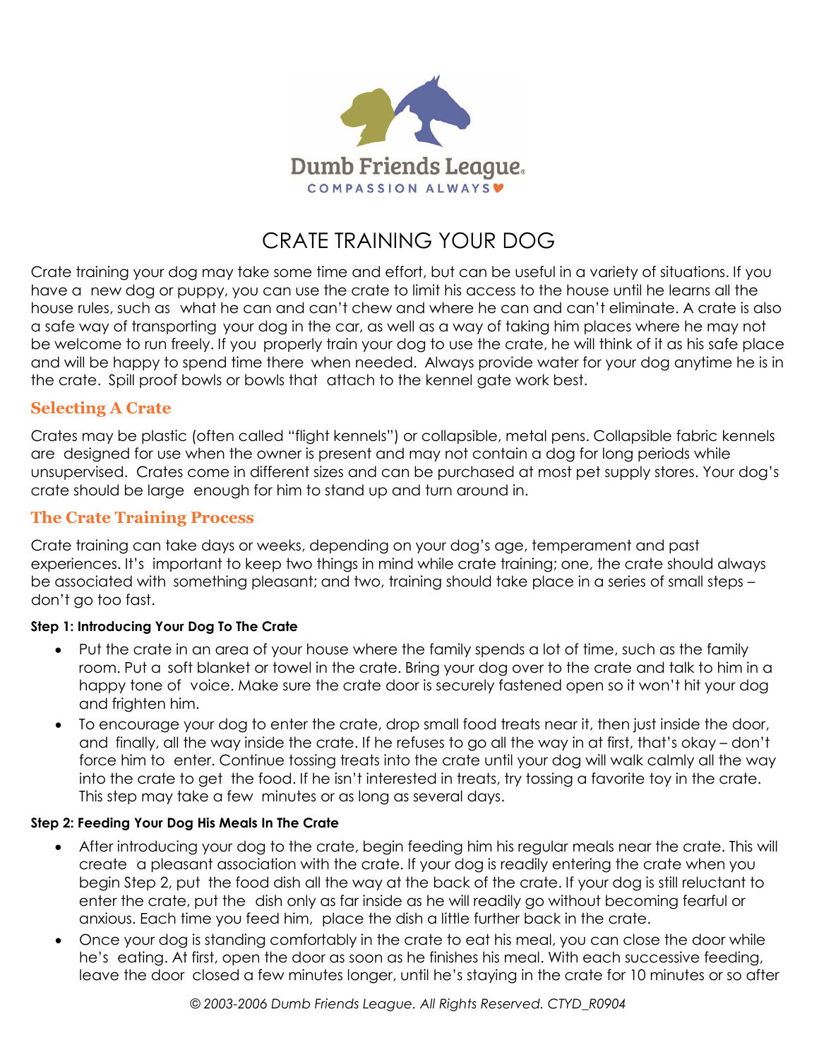Dumb Friends League
COMPASSION ALWAYS

# CRATE TRAINING YOUR DOG

Crate training your dog may take some time and effort, but can be useful in a variety of situations. If you have a new dog or puppy, you can use the crate to limit his access to the house until he learns all the house rules, such as what he can and can't chew and where he can and can't eliminate. A crate is also a safe way of transporting your dog in the car, as well as a way of taking him places where he may not be welcome to run freely. If you properly train your dog to use the crate, he will think of it as his safe place and will be happy to spend time there when needed. Always provide water for your dog anytime he is in the crate. Spill proof bowls or bowls that attach to the kennel gate work best.

## Selecting A Crate

Crates may be plastic (often called "flight kennels") or collapsible, metal pens. Collapsible fabric kennels are designed for use when the owner is present and may not contain a dog for long periods while unsupervised. Crates come in different sizes and can be purchased at most pet supply stores. Your dog's crate should be large enough for him to stand up and turn around in.

## The Crate Training Process

Crate training can take days or weeks, depending on your dog's age, temperament and past experiences. It's important to keep two things in mind while crate training; one, the crate should always be associated with something pleasant; and two, training should take place in a series of small steps – don't go too fast.

#### Step 1: Introducing Your Dog To The Crate

- Put the crate in an area of your house where the family spends a lot of time, such as the family room. Put a soft blanket or towel in the crate. Bring your dog over to the crate and talk to him in a happy tone of voice. Make sure the crate door is securely fastened open so it won't hit your dog and frighten him.
- To encourage your dog to enter the crate, drop small food treats near it, then just inside the door, and finally, all the way inside the crate. If he refuses to go all the way in at first, that's okay – don't force him to enter. Continue tossing treats into the crate until your dog will walk calmly all the way into the crate to get the food. If he isn't interested in treats, try tossing a favorite toy in the crate. This step may take a few minutes or as long as several days.

#### Step 2: Feeding Your Dog His Meals In The Crate

- After introducing your dog to the crate, begin feeding him his regular meals near the crate. This will create a pleasant association with the crate. If your dog is readily entering the crate when you begin Step 2, put the food dish all the way at the back of the crate. If your dog is still reluctant to enter the crate, put the dish only as far inside as he will readily go without becoming fearful or anxious. Each time you feed him, place the dish a little further back in the crate.
- Once your dog is standing comfortably in the crate to eat his meal, you can close the door while he's eating. At first, open the door as soon as he finishes his meal. With each successive feeding, leave the door closed a few minutes longer, until he's staying in the crate for 10 minutes or so after

*© 2003-2006 Dumb Friends League. All Rights Reserved. CTYD_R0904*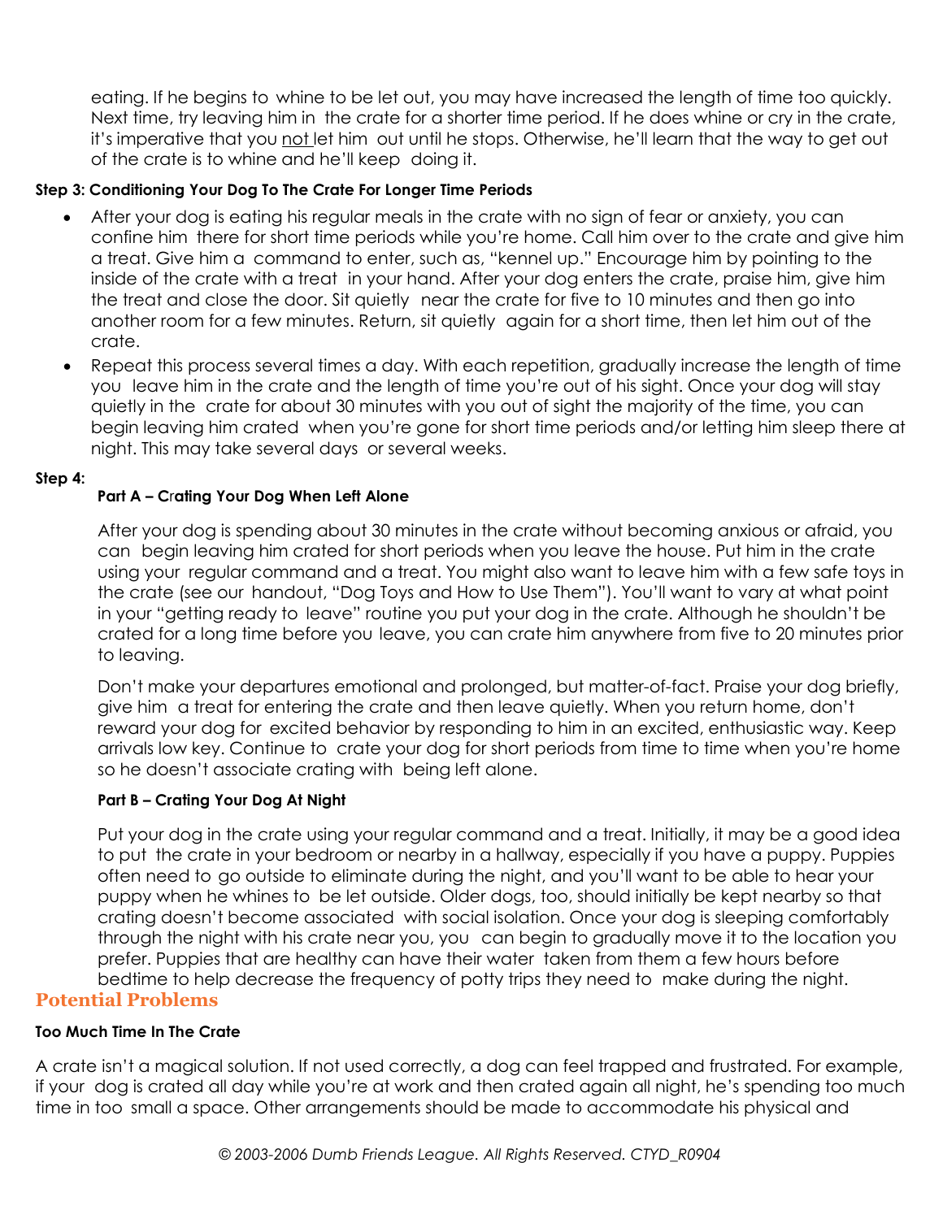eating. If he begins to whine to be let out, you may have increased the length of time too quickly. Next time, try leaving him in the crate for a shorter time period. If he does whine or cry in the crate, it's imperative that you not let him out until he stops. Otherwise, he'll learn that the way to get out of the crate is to whine and he'll keep doing it.

**Step 3: Conditioning Your Dog To The Crate For Longer Time Periods**

- After your dog is eating his regular meals in the crate with no sign of fear or anxiety, you can confine him there for short time periods while you're home. Call him over to the crate and give him a treat. Give him a command to enter, such as, "kennel up." Encourage him by pointing to the inside of the crate with a treat in your hand. After your dog enters the crate, praise him, give him the treat and close the door. Sit quietly near the crate for five to 10 minutes and then go into another room for a few minutes. Return, sit quietly again for a short time, then let him out of the crate.
- Repeat this process several times a day. With each repetition, gradually increase the length of time you leave him in the crate and the length of time you're out of his sight. Once your dog will stay quietly in the crate for about 30 minutes with you out of sight the majority of the time, you can begin leaving him crated when you're gone for short time periods and/or letting him sleep there at night. This may take several days or several weeks.

**Step 4:**

**Part A – Crating Your Dog When Left Alone**

After your dog is spending about 30 minutes in the crate without becoming anxious or afraid, you can begin leaving him crated for short periods when you leave the house. Put him in the crate using your regular command and a treat. You might also want to leave him with a few safe toys in the crate (see our handout, "Dog Toys and How to Use Them"). You'll want to vary at what point in your "getting ready to leave" routine you put your dog in the crate. Although he shouldn't be crated for a long time before you leave, you can crate him anywhere from five to 20 minutes prior to leaving.

Don't make your departures emotional and prolonged, but matter-of-fact. Praise your dog briefly, give him a treat for entering the crate and then leave quietly. When you return home, don't reward your dog for excited behavior by responding to him in an excited, enthusiastic way. Keep arrivals low key. Continue to crate your dog for short periods from time to time when you're home so he doesn't associate crating with being left alone.

**Part B – Crating Your Dog At Night**

Put your dog in the crate using your regular command and a treat. Initially, it may be a good idea to put the crate in your bedroom or nearby in a hallway, especially if you have a puppy. Puppies often need to go outside to eliminate during the night, and you'll want to be able to hear your puppy when he whines to be let outside. Older dogs, too, should initially be kept nearby so that crating doesn't become associated with social isolation. Once your dog is sleeping comfortably through the night with his crate near you, you can begin to gradually move it to the location you prefer. Puppies that are healthy can have their water taken from them a few hours before bedtime to help decrease the frequency of potty trips they need to make during the night.

## Potential Problems

**Too Much Time In The Crate**

A crate isn't a magical solution. If not used correctly, a dog can feel trapped and frustrated. For example, if your dog is crated all day while you're at work and then crated again all night, he's spending too much time in too small a space. Other arrangements should be made to accommodate his physical and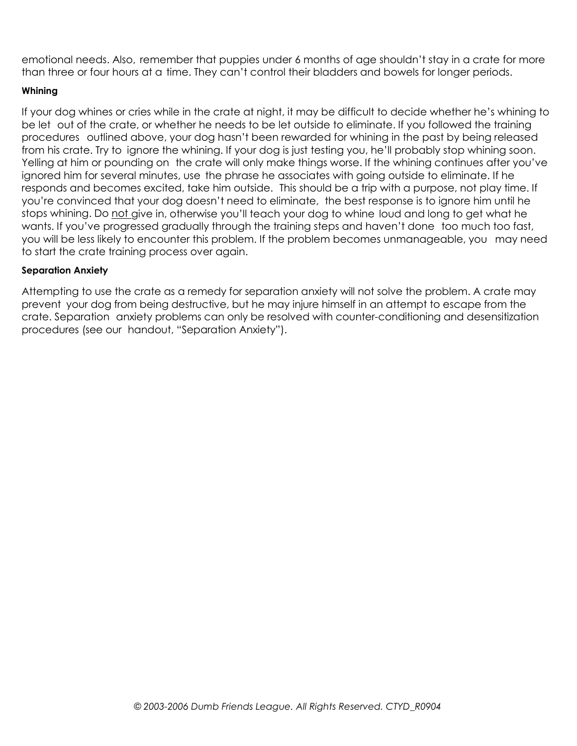emotional needs. Also, remember that puppies under 6 months of age shouldn't stay in a crate for more than three or four hours at a time. They can't control their bladders and bowels for longer periods.

**Whining**

If your dog whines or cries while in the crate at night, it may be difficult to decide whether he's whining to be let out of the crate, or whether he needs to be let outside to eliminate. If you followed the training procedures outlined above, your dog hasn't been rewarded for whining in the past by being released from his crate. Try to ignore the whining. If your dog is just testing you, he'll probably stop whining soon. Yelling at him or pounding on the crate will only make things worse. If the whining continues after you've ignored him for several minutes, use the phrase he associates with going outside to eliminate. If he responds and becomes excited, take him outside. This should be a trip with a purpose, not play time. If you're convinced that your dog doesn't need to eliminate, the best response is to ignore him until he stops whining. Do <u>not</u> give in, otherwise you'll teach your dog to whine loud and long to get what he wants. If you've progressed gradually through the training steps and haven't done too much too fast, you will be less likely to encounter this problem. If the problem becomes unmanageable, you may need to start the crate training process over again.

**Separation Anxiety**

Attempting to use the crate as a remedy for separation anxiety will not solve the problem. A crate may prevent your dog from being destructive, but he may injure himself in an attempt to escape from the crate. Separation anxiety problems can only be resolved with counter-conditioning and desensitization procedures (see our handout, "Separation Anxiety").

*© 2003-2006 Dumb Friends League. All Rights Reserved. CTYD_R0904*